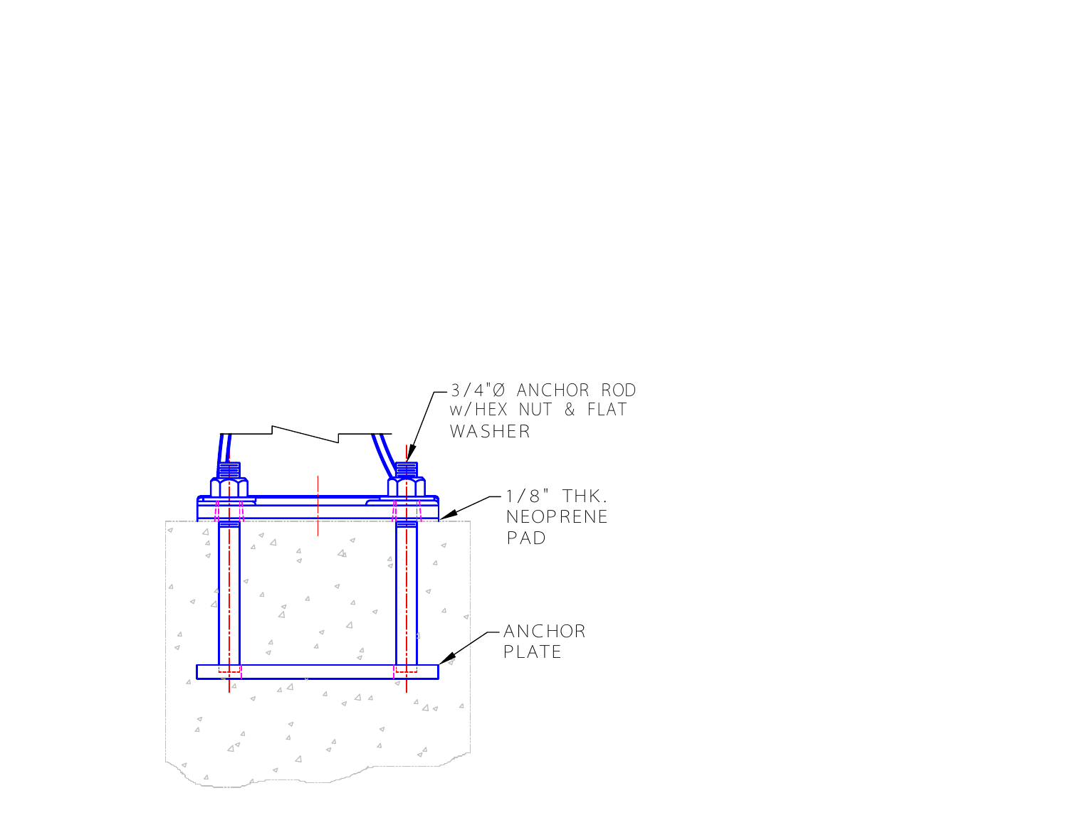3/4"Ø ANCHOR ROD
w/HEX NUT & FLAT
WASHER

1/8" THK.
NEOPRENE
PAD

ANCHOR
PLATE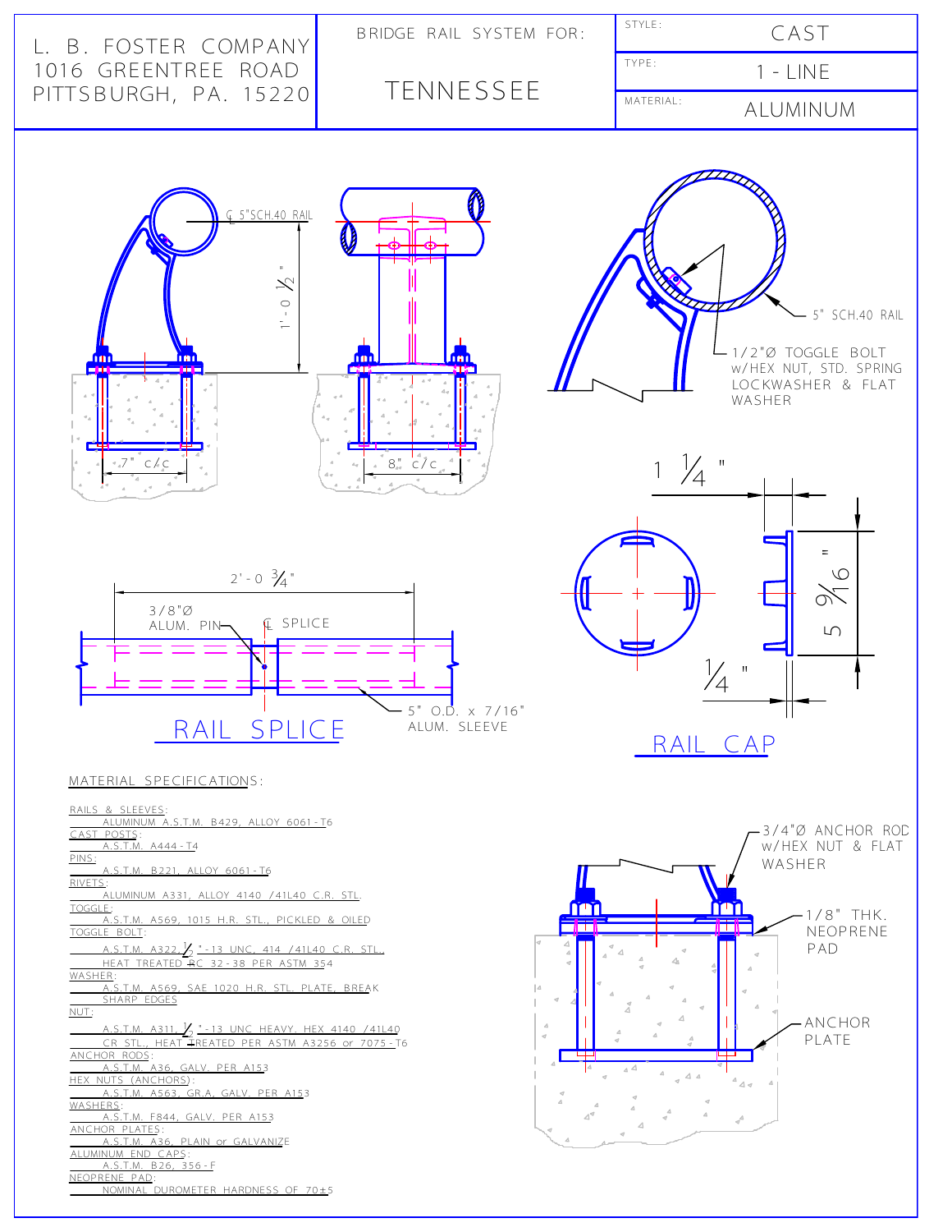L. B. FOSTER COMPANY
1016 GREENTREE ROAD
PITTSBURGH, PA. 15220

BRIDGE RAIL SYSTEM FOR:

TENNESSEE

STYLE: CAST

TYPE: 1 - LINE

MATERIAL: ALUMINUM

℄ 5"SCH.40 RAIL

1'-0 ½"

7" c/c

8" c/c

5" SCH.40 RAIL

1/2"Ø TOGGLE BOLT w/HEX NUT, STD. SPRING LOCKWASHER & FLAT WASHER

2'-0 ¾"

3/8"Ø ALUM. PIN

℄ SPLICE

5" O.D. x 7/16" ALUM. SLEEVE

## RAIL SPLICE

1 ¼"

5 9/16"

¼"

## RAIL CAP

3/4"Ø ANCHOR ROD w/HEX NUT & FLAT WASHER

1/8" THK. NEOPRENE PAD

ANCHOR PLATE

## MATERIAL SPECIFICATIONS:

RAILS & SLEEVES:
ALUMINUM A.S.T.M. B429, ALLOY 6061-T6

CAST POSTS:
A.S.T.M. A444-T4

PINS:
A.S.T.M. B221, ALLOY 6061-T6

RIVETS:
ALUMINUM A331, ALLOY 4140 /41L40 C.R. STL.

TOGGLE:
A.S.T.M. A569, 1015 H.R. STL., PICKLED & OILED

TOGGLE BOLT:
A.S.T.M. A322, ½"-13 UNC, 414 /41L40 C.R. STL., HEAT TREATED RC 32-38 PER ASTM 354

WASHER:
A.S.T.M. A569, SAE 1020 H.R. STL. PLATE, BREAK SHARP EDGES

NUT:
A.S.T.M. A311, ½"-13 UNC HEAVY HEX 4140 /41L40 CR STL., HEAT TREATED PER ASTM A3256 or 7075-T6

ANCHOR RODS:
A.S.T.M. A36, GALV. PER A153

HEX NUTS (ANCHORS):
A.S.T.M. A563, GR.A, GALV. PER A153

WASHERS:
A.S.T.M. F844, GALV. PER A153

ANCHOR PLATES:
A.S.T.M. A36, PLAIN or GALVANIZE

ALUMINUM END CAPS:
A.S.T.M. B26, 356-F

NEOPRENE PAD:
NOMINAL DUROMETER HARDNESS OF 70±5